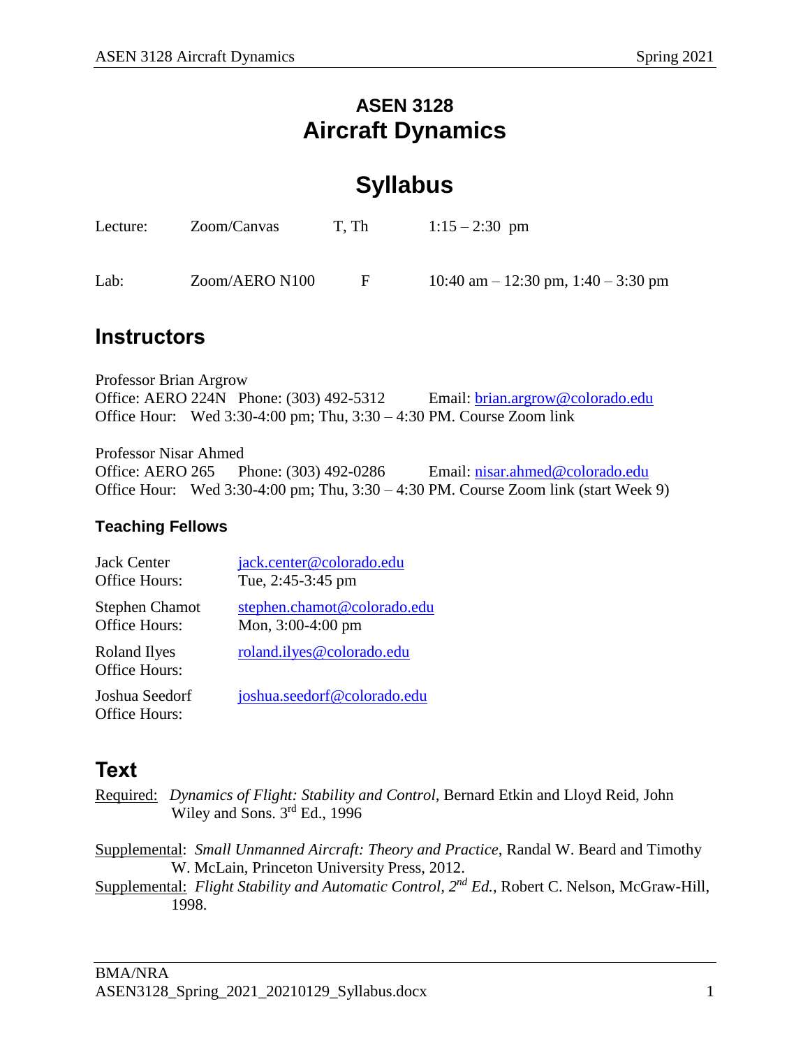# ASEN 3128
# Aircraft Dynamics

# Syllabus

| | | | |
|---|---|---|---|
| Lecture: | Zoom/Canvas | T, Th | 1:15 – 2:30 pm |
| Lab: | Zoom/AERO N100 | F | 10:40 am – 12:30 pm, 1:40 – 3:30 pm |

## Instructors

Professor Brian Argrow
Office: AERO 224N Phone: (303) 492-5312 Email: brian.argrow@colorado.edu
Office Hour: Wed 3:30-4:00 pm; Thu, 3:30 – 4:30 PM. Course Zoom link

Professor Nisar Ahmed
Office: AERO 265 Phone: (303) 492-0286 Email: nisar.ahmed@colorado.edu
Office Hour: Wed 3:30-4:00 pm; Thu, 3:30 – 4:30 PM. Course Zoom link (start Week 9)

### Teaching Fellows

Jack Center jack.center@colorado.edu
Office Hours: Tue, 2:45-3:45 pm

Stephen Chamot stephen.chamot@colorado.edu
Office Hours: Mon, 3:00-4:00 pm

Roland Ilyes roland.ilyes@colorado.edu
Office Hours:

Joshua Seedorf joshua.seedorf@colorado.edu
Office Hours:

## Text

Required: *Dynamics of Flight: Stability and Control,* Bernard Etkin and Lloyd Reid, John Wiley and Sons. 3rd Ed., 1996

Supplemental: *Small Unmanned Aircraft: Theory and Practice*, Randal W. Beard and Timothy W. McLain, Princeton University Press, 2012.

Supplemental: *Flight Stability and Automatic Control, 2nd Ed.*, Robert C. Nelson, McGraw-Hill, 1998.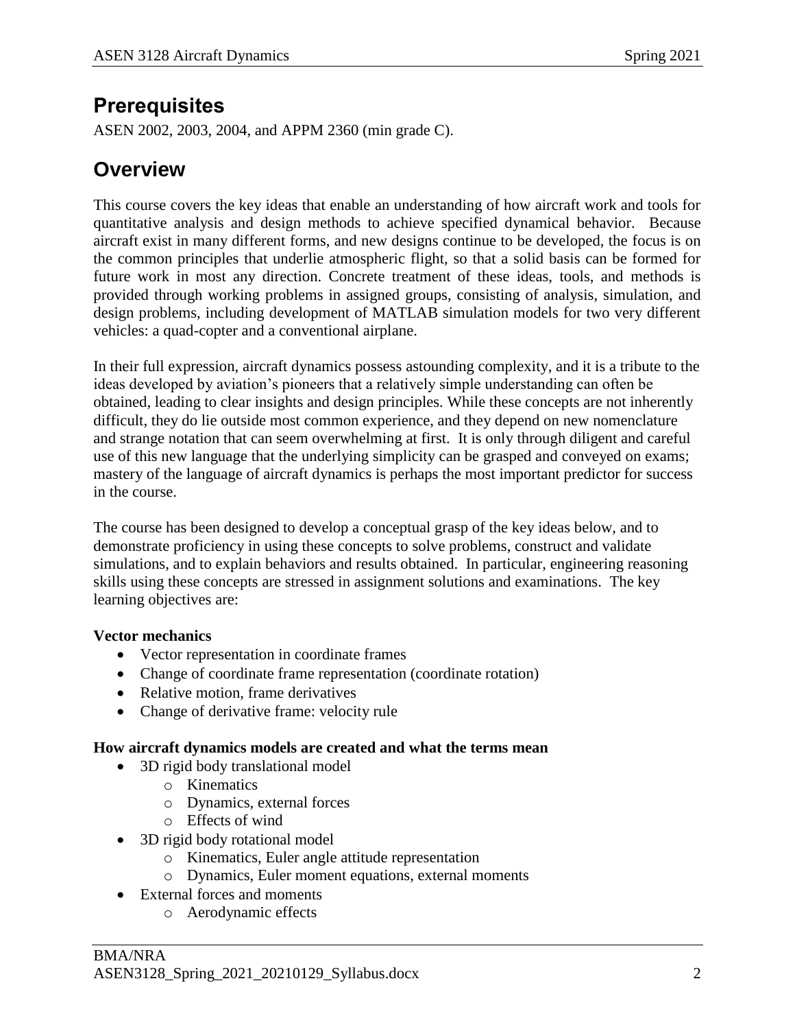## Prerequisites

ASEN 2002, 2003, 2004, and APPM 2360 (min grade C).

## Overview

This course covers the key ideas that enable an understanding of how aircraft work and tools for quantitative analysis and design methods to achieve specified dynamical behavior. Because aircraft exist in many different forms, and new designs continue to be developed, the focus is on the common principles that underlie atmospheric flight, so that a solid basis can be formed for future work in most any direction. Concrete treatment of these ideas, tools, and methods is provided through working problems in assigned groups, consisting of analysis, simulation, and design problems, including development of MATLAB simulation models for two very different vehicles: a quad-copter and a conventional airplane.

In their full expression, aircraft dynamics possess astounding complexity, and it is a tribute to the ideas developed by aviation's pioneers that a relatively simple understanding can often be obtained, leading to clear insights and design principles. While these concepts are not inherently difficult, they do lie outside most common experience, and they depend on new nomenclature and strange notation that can seem overwhelming at first. It is only through diligent and careful use of this new language that the underlying simplicity can be grasped and conveyed on exams; mastery of the language of aircraft dynamics is perhaps the most important predictor for success in the course.

The course has been designed to develop a conceptual grasp of the key ideas below, and to demonstrate proficiency in using these concepts to solve problems, construct and validate simulations, and to explain behaviors and results obtained. In particular, engineering reasoning skills using these concepts are stressed in assignment solutions and examinations. The key learning objectives are:

**Vector mechanics**

- Vector representation in coordinate frames
- Change of coordinate frame representation (coordinate rotation)
- Relative motion, frame derivatives
- Change of derivative frame: velocity rule

**How aircraft dynamics models are created and what the terms mean**

- 3D rigid body translational model
  - Kinematics
  - Dynamics, external forces
  - Effects of wind
- 3D rigid body rotational model
  - Kinematics, Euler angle attitude representation
  - Dynamics, Euler moment equations, external moments
- External forces and moments
  - Aerodynamic effects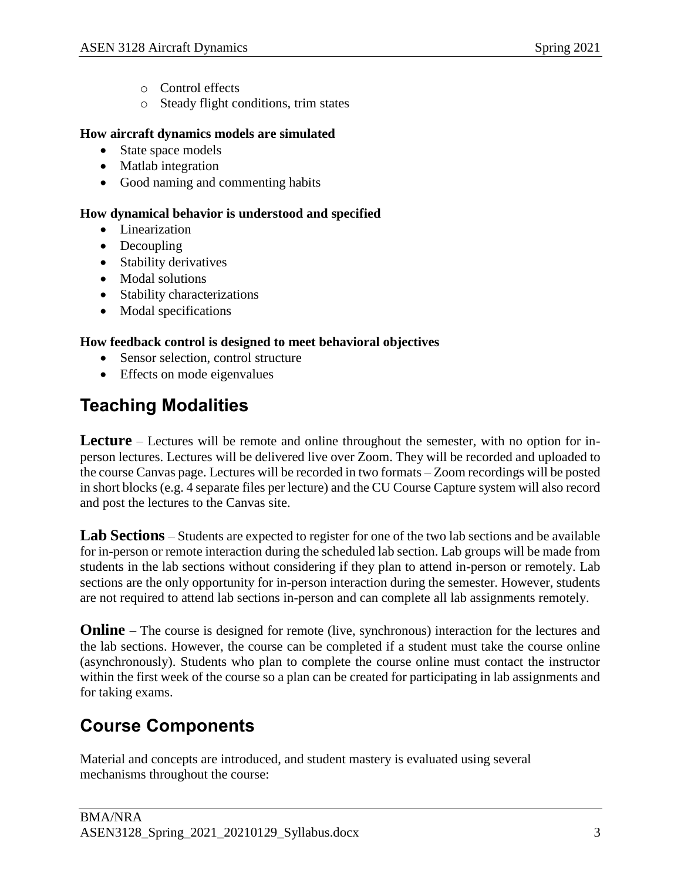- Control effects
  - Steady flight conditions, trim states

**How aircraft dynamics models are simulated**

- State space models
- Matlab integration
- Good naming and commenting habits

**How dynamical behavior is understood and specified**

- Linearization
- Decoupling
- Stability derivatives
- Modal solutions
- Stability characterizations
- Modal specifications

**How feedback control is designed to meet behavioral objectives**

- Sensor selection, control structure
- Effects on mode eigenvalues

## Teaching Modalities

**Lecture** – Lectures will be remote and online throughout the semester, with no option for in-person lectures. Lectures will be delivered live over Zoom. They will be recorded and uploaded to the course Canvas page. Lectures will be recorded in two formats – Zoom recordings will be posted in short blocks (e.g. 4 separate files per lecture) and the CU Course Capture system will also record and post the lectures to the Canvas site.

**Lab Sections** – Students are expected to register for one of the two lab sections and be available for in-person or remote interaction during the scheduled lab section. Lab groups will be made from students in the lab sections without considering if they plan to attend in-person or remotely. Lab sections are the only opportunity for in-person interaction during the semester. However, students are not required to attend lab sections in-person and can complete all lab assignments remotely.

**Online** – The course is designed for remote (live, synchronous) interaction for the lectures and the lab sections. However, the course can be completed if a student must take the course online (asynchronously). Students who plan to complete the course online must contact the instructor within the first week of the course so a plan can be created for participating in lab assignments and for taking exams.

## Course Components

Material and concepts are introduced, and student mastery is evaluated using several mechanisms throughout the course: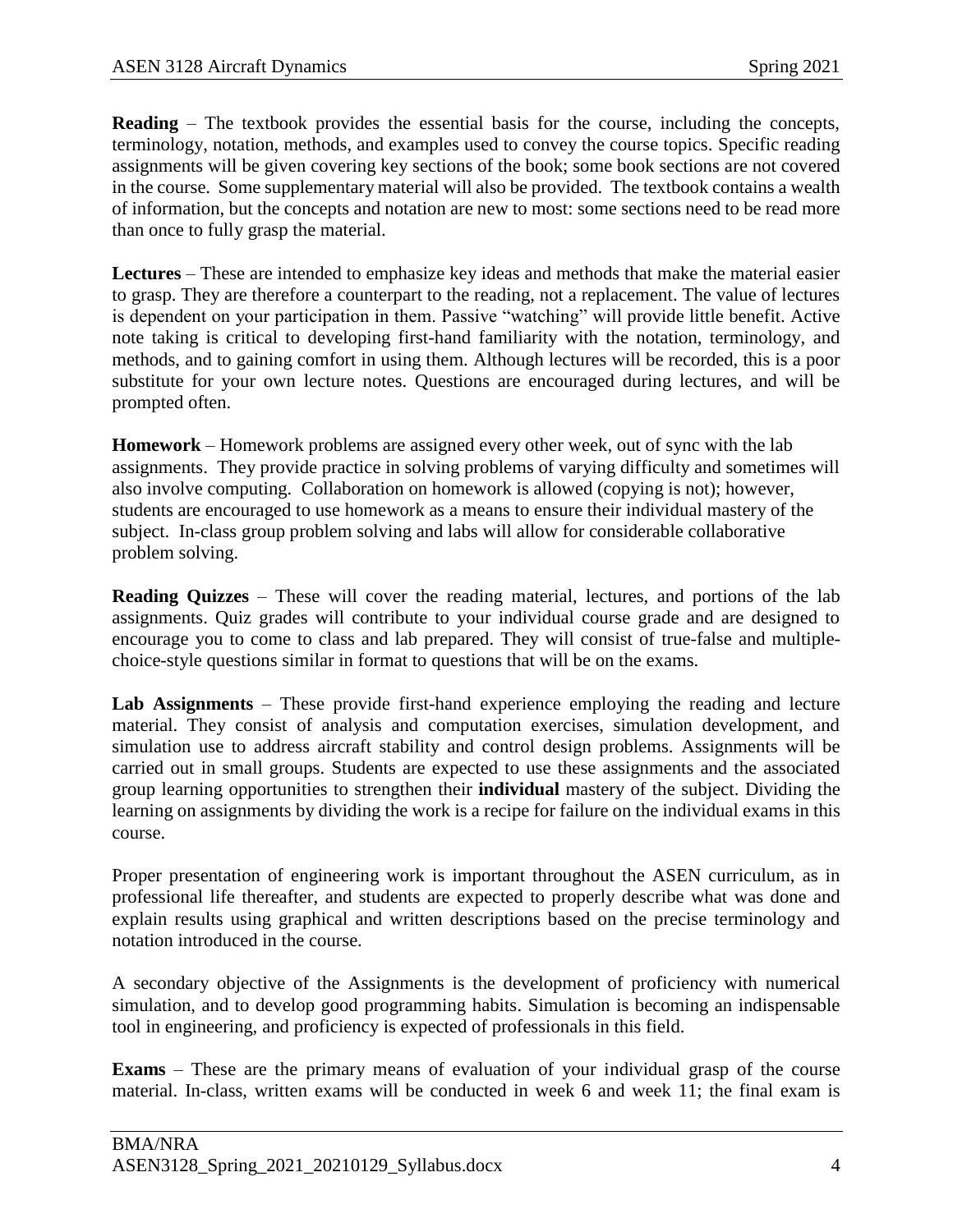**Reading** – The textbook provides the essential basis for the course, including the concepts, terminology, notation, methods, and examples used to convey the course topics. Specific reading assignments will be given covering key sections of the book; some book sections are not covered in the course. Some supplementary material will also be provided. The textbook contains a wealth of information, but the concepts and notation are new to most: some sections need to be read more than once to fully grasp the material.

**Lectures** – These are intended to emphasize key ideas and methods that make the material easier to grasp. They are therefore a counterpart to the reading, not a replacement. The value of lectures is dependent on your participation in them. Passive "watching" will provide little benefit. Active note taking is critical to developing first-hand familiarity with the notation, terminology, and methods, and to gaining comfort in using them. Although lectures will be recorded, this is a poor substitute for your own lecture notes. Questions are encouraged during lectures, and will be prompted often.

**Homework** – Homework problems are assigned every other week, out of sync with the lab assignments. They provide practice in solving problems of varying difficulty and sometimes will also involve computing. Collaboration on homework is allowed (copying is not); however, students are encouraged to use homework as a means to ensure their individual mastery of the subject. In-class group problem solving and labs will allow for considerable collaborative problem solving.

**Reading Quizzes** – These will cover the reading material, lectures, and portions of the lab assignments. Quiz grades will contribute to your individual course grade and are designed to encourage you to come to class and lab prepared. They will consist of true-false and multiple-choice-style questions similar in format to questions that will be on the exams.

**Lab Assignments** – These provide first-hand experience employing the reading and lecture material. They consist of analysis and computation exercises, simulation development, and simulation use to address aircraft stability and control design problems. Assignments will be carried out in small groups. Students are expected to use these assignments and the associated group learning opportunities to strengthen their **individual** mastery of the subject. Dividing the learning on assignments by dividing the work is a recipe for failure on the individual exams in this course.

Proper presentation of engineering work is important throughout the ASEN curriculum, as in professional life thereafter, and students are expected to properly describe what was done and explain results using graphical and written descriptions based on the precise terminology and notation introduced in the course.

A secondary objective of the Assignments is the development of proficiency with numerical simulation, and to develop good programming habits. Simulation is becoming an indispensable tool in engineering, and proficiency is expected of professionals in this field.

**Exams** – These are the primary means of evaluation of your individual grasp of the course material. In-class, written exams will be conducted in week 6 and week 11; the final exam is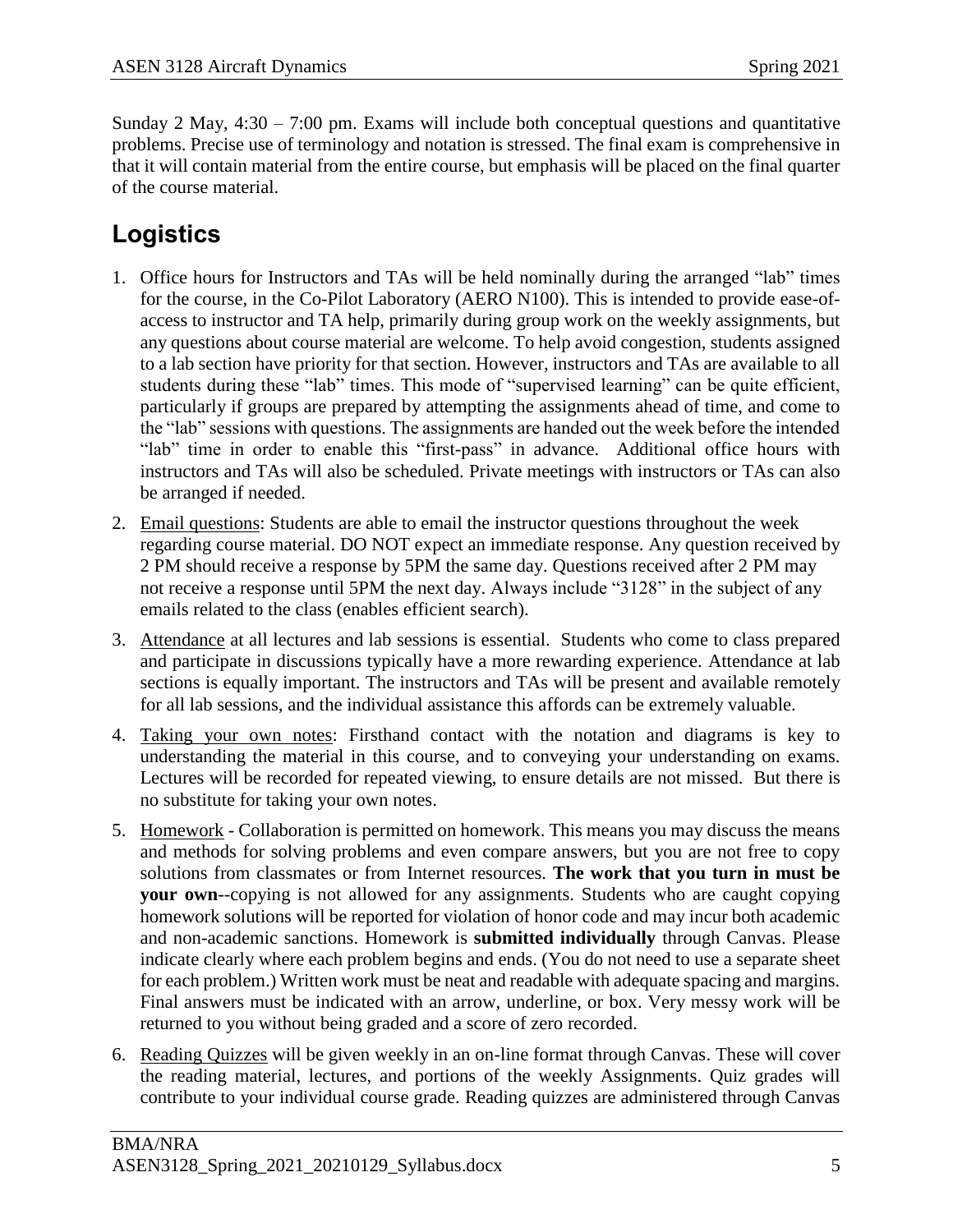Sunday 2 May, 4:30 – 7:00 pm. Exams will include both conceptual questions and quantitative problems. Precise use of terminology and notation is stressed. The final exam is comprehensive in that it will contain material from the entire course, but emphasis will be placed on the final quarter of the course material.

## Logistics

1. Office hours for Instructors and TAs will be held nominally during the arranged "lab" times for the course, in the Co-Pilot Laboratory (AERO N100). This is intended to provide ease-of-access to instructor and TA help, primarily during group work on the weekly assignments, but any questions about course material are welcome. To help avoid congestion, students assigned to a lab section have priority for that section. However, instructors and TAs are available to all students during these "lab" times. This mode of "supervised learning" can be quite efficient, particularly if groups are prepared by attempting the assignments ahead of time, and come to the "lab" sessions with questions. The assignments are handed out the week before the intended "lab" time in order to enable this "first-pass" in advance. Additional office hours with instructors and TAs will also be scheduled. Private meetings with instructors or TAs can also be arranged if needed.
2. Email questions: Students are able to email the instructor questions throughout the week regarding course material. DO NOT expect an immediate response. Any question received by 2 PM should receive a response by 5PM the same day. Questions received after 2 PM may not receive a response until 5PM the next day. Always include "3128" in the subject of any emails related to the class (enables efficient search).
3. Attendance at all lectures and lab sessions is essential. Students who come to class prepared and participate in discussions typically have a more rewarding experience. Attendance at lab sections is equally important. The instructors and TAs will be present and available remotely for all lab sessions, and the individual assistance this affords can be extremely valuable.
4. Taking your own notes: Firsthand contact with the notation and diagrams is key to understanding the material in this course, and to conveying your understanding on exams. Lectures will be recorded for repeated viewing, to ensure details are not missed. But there is no substitute for taking your own notes.
5. Homework - Collaboration is permitted on homework. This means you may discuss the means and methods for solving problems and even compare answers, but you are not free to copy solutions from classmates or from Internet resources. **The work that you turn in must be your own**--copying is not allowed for any assignments. Students who are caught copying homework solutions will be reported for violation of honor code and may incur both academic and non-academic sanctions. Homework is **submitted individually** through Canvas. Please indicate clearly where each problem begins and ends. (You do not need to use a separate sheet for each problem.) Written work must be neat and readable with adequate spacing and margins. Final answers must be indicated with an arrow, underline, or box. Very messy work will be returned to you without being graded and a score of zero recorded.
6. Reading Quizzes will be given weekly in an on-line format through Canvas. These will cover the reading material, lectures, and portions of the weekly Assignments. Quiz grades will contribute to your individual course grade. Reading quizzes are administered through Canvas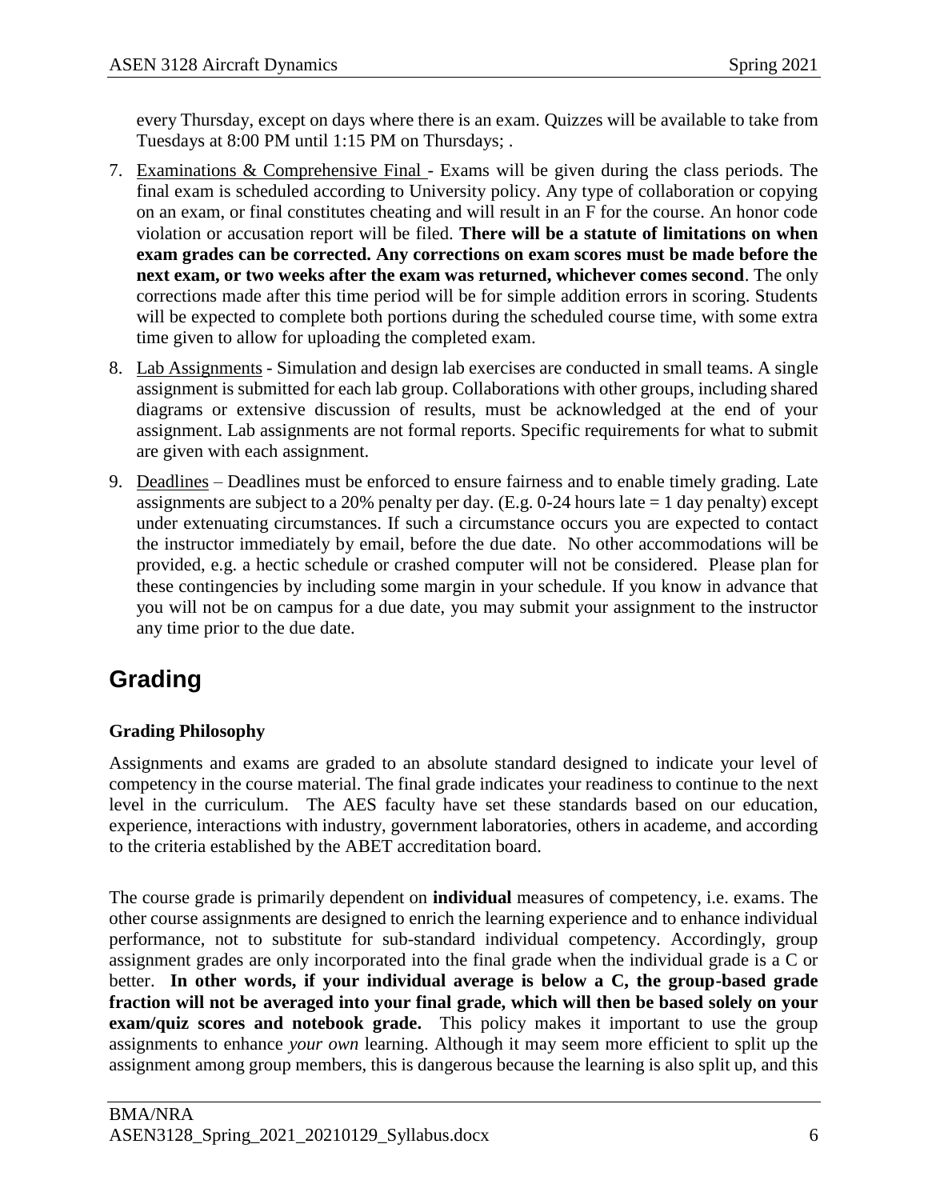every Thursday, except on days where there is an exam. Quizzes will be available to take from Tuesdays at 8:00 PM until 1:15 PM on Thursdays; .

7. Examinations & Comprehensive Final - Exams will be given during the class periods. The final exam is scheduled according to University policy. Any type of collaboration or copying on an exam, or final constitutes cheating and will result in an F for the course. An honor code violation or accusation report will be filed. **There will be a statute of limitations on when exam grades can be corrected. Any corrections on exam scores must be made before the next exam, or two weeks after the exam was returned, whichever comes second**. The only corrections made after this time period will be for simple addition errors in scoring. Students will be expected to complete both portions during the scheduled course time, with some extra time given to allow for uploading the completed exam.

8. Lab Assignments - Simulation and design lab exercises are conducted in small teams. A single assignment is submitted for each lab group. Collaborations with other groups, including shared diagrams or extensive discussion of results, must be acknowledged at the end of your assignment. Lab assignments are not formal reports. Specific requirements for what to submit are given with each assignment.

9. Deadlines – Deadlines must be enforced to ensure fairness and to enable timely grading. Late assignments are subject to a 20% penalty per day. (E.g. 0-24 hours late = 1 day penalty) except under extenuating circumstances. If such a circumstance occurs you are expected to contact the instructor immediately by email, before the due date. No other accommodations will be provided, e.g. a hectic schedule or crashed computer will not be considered. Please plan for these contingencies by including some margin in your schedule. If you know in advance that you will not be on campus for a due date, you may submit your assignment to the instructor any time prior to the due date.

# Grading

### Grading Philosophy

Assignments and exams are graded to an absolute standard designed to indicate your level of competency in the course material. The final grade indicates your readiness to continue to the next level in the curriculum. The AES faculty have set these standards based on our education, experience, interactions with industry, government laboratories, others in academe, and according to the criteria established by the ABET accreditation board.

The course grade is primarily dependent on **individual** measures of competency, i.e. exams. The other course assignments are designed to enrich the learning experience and to enhance individual performance, not to substitute for sub-standard individual competency. Accordingly, group assignment grades are only incorporated into the final grade when the individual grade is a C or better. **In other words, if your individual average is below a C, the group-based grade fraction will not be averaged into your final grade, which will then be based solely on your exam/quiz scores and notebook grade.** This policy makes it important to use the group assignments to enhance *your own* learning. Although it may seem more efficient to split up the assignment among group members, this is dangerous because the learning is also split up, and this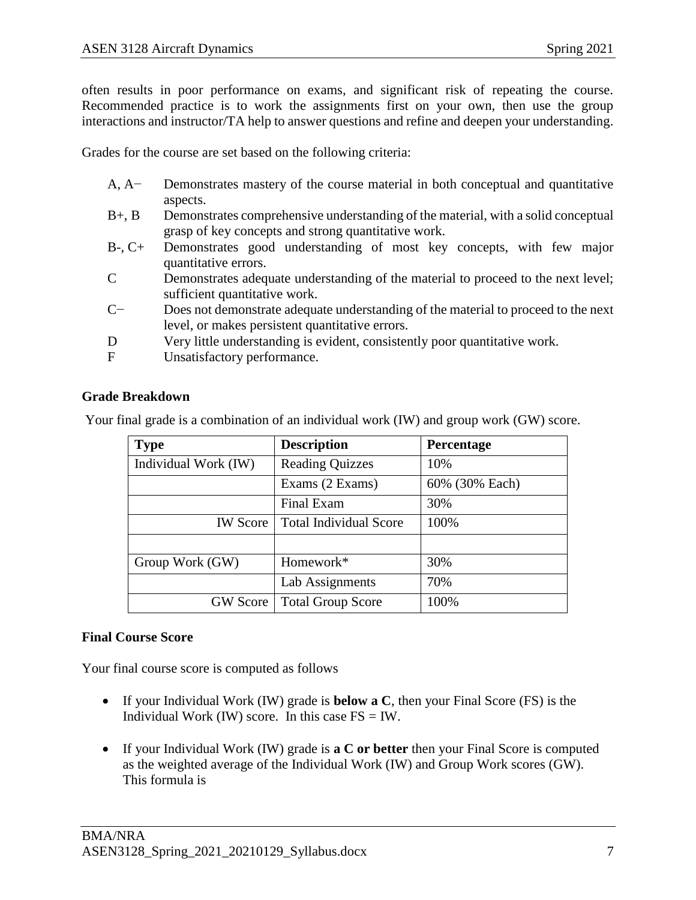often results in poor performance on exams, and significant risk of repeating the course. Recommended practice is to work the assignments first on your own, then use the group interactions and instructor/TA help to answer questions and refine and deepen your understanding.

Grades for the course are set based on the following criteria:

- A, A− Demonstrates mastery of the course material in both conceptual and quantitative aspects.
- B+, B Demonstrates comprehensive understanding of the material, with a solid conceptual grasp of key concepts and strong quantitative work.
- B-, C+ Demonstrates good understanding of most key concepts, with few major quantitative errors.
- C Demonstrates adequate understanding of the material to proceed to the next level; sufficient quantitative work.
- C− Does not demonstrate adequate understanding of the material to proceed to the next level, or makes persistent quantitative errors.
- D Very little understanding is evident, consistently poor quantitative work.
- F Unsatisfactory performance.

### Grade Breakdown

Your final grade is a combination of an individual work (IW) and group work (GW) score.

| Type | Description | Percentage |
|---|---|---|
| Individual Work (IW) | Reading Quizzes | 10% |
| | Exams (2 Exams) | 60% (30% Each) |
| | Final Exam | 30% |
| IW Score | Total Individual Score | 100% |
| | | |
| Group Work (GW) | Homework* | 30% |
| | Lab Assignments | 70% |
| GW Score | Total Group Score | 100% |

### Final Course Score

Your final course score is computed as follows

- If your Individual Work (IW) grade is **below a C**, then your Final Score (FS) is the Individual Work (IW) score. In this case FS = IW.

- If your Individual Work (IW) grade is **a C or better** then your Final Score is computed as the weighted average of the Individual Work (IW) and Group Work scores (GW). This formula is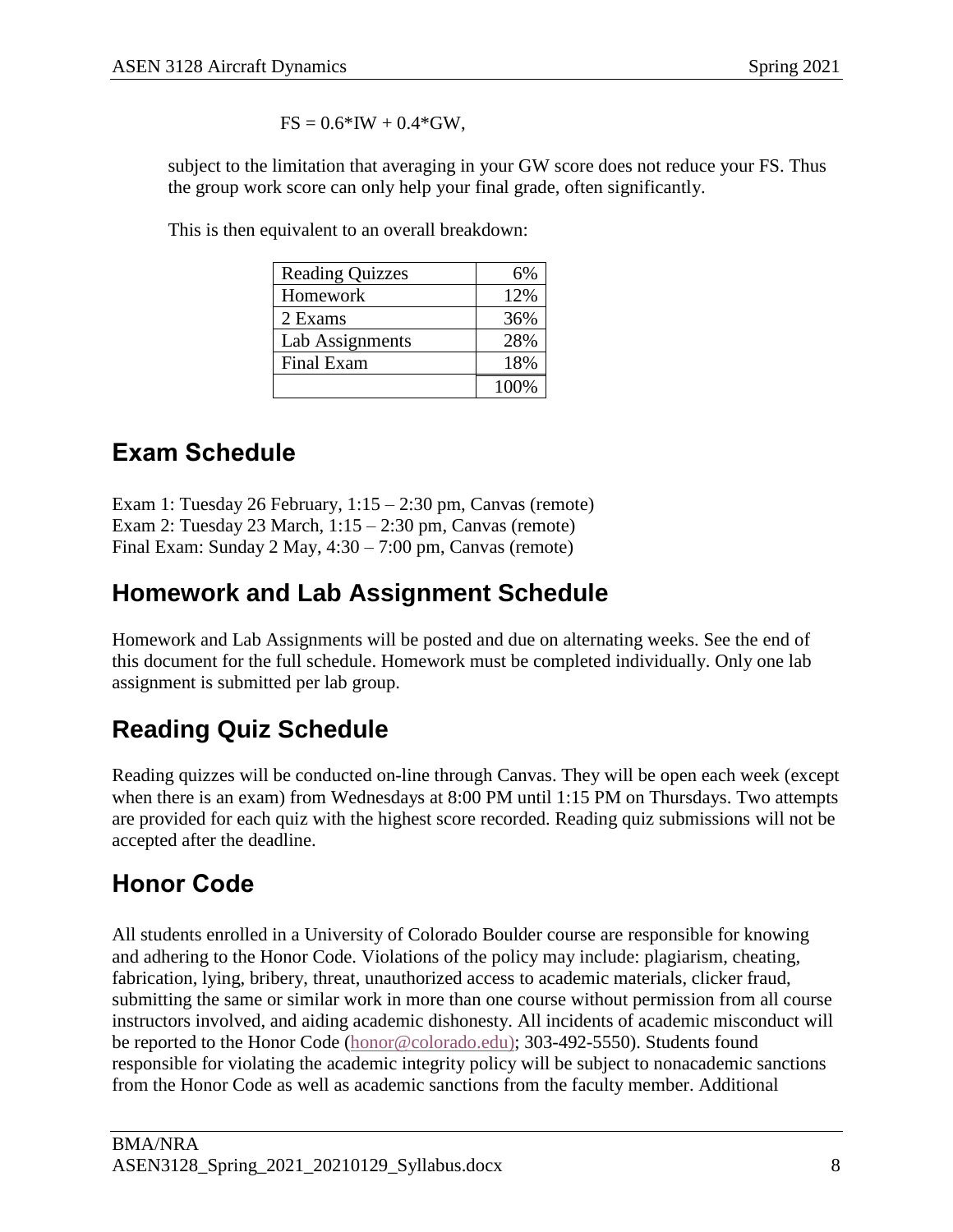$$FS = 0.6*IW + 0.4*GW,$$

subject to the limitation that averaging in your GW score does not reduce your FS. Thus the group work score can only help your final grade, often significantly.

This is then equivalent to an overall breakdown:

| | |
|---|---|
| Reading Quizzes | 6% |
| Homework | 12% |
| 2 Exams | 36% |
| Lab Assignments | 28% |
| Final Exam | 18% |
| | 100% |

## Exam Schedule

Exam 1: Tuesday 26 February, 1:15 – 2:30 pm, Canvas (remote)
Exam 2: Tuesday 23 March, 1:15 – 2:30 pm, Canvas (remote)
Final Exam: Sunday 2 May, 4:30 – 7:00 pm, Canvas (remote)

## Homework and Lab Assignment Schedule

Homework and Lab Assignments will be posted and due on alternating weeks. See the end of this document for the full schedule. Homework must be completed individually. Only one lab assignment is submitted per lab group.

## Reading Quiz Schedule

Reading quizzes will be conducted on-line through Canvas. They will be open each week (except when there is an exam) from Wednesdays at 8:00 PM until 1:15 PM on Thursdays. Two attempts are provided for each quiz with the highest score recorded. Reading quiz submissions will not be accepted after the deadline.

## Honor Code

All students enrolled in a University of Colorado Boulder course are responsible for knowing and adhering to the Honor Code. Violations of the policy may include: plagiarism, cheating, fabrication, lying, bribery, threat, unauthorized access to academic materials, clicker fraud, submitting the same or similar work in more than one course without permission from all course instructors involved, and aiding academic dishonesty. All incidents of academic misconduct will be reported to the Honor Code (honor@colorado.edu); 303-492-5550). Students found responsible for violating the academic integrity policy will be subject to nonacademic sanctions from the Honor Code as well as academic sanctions from the faculty member. Additional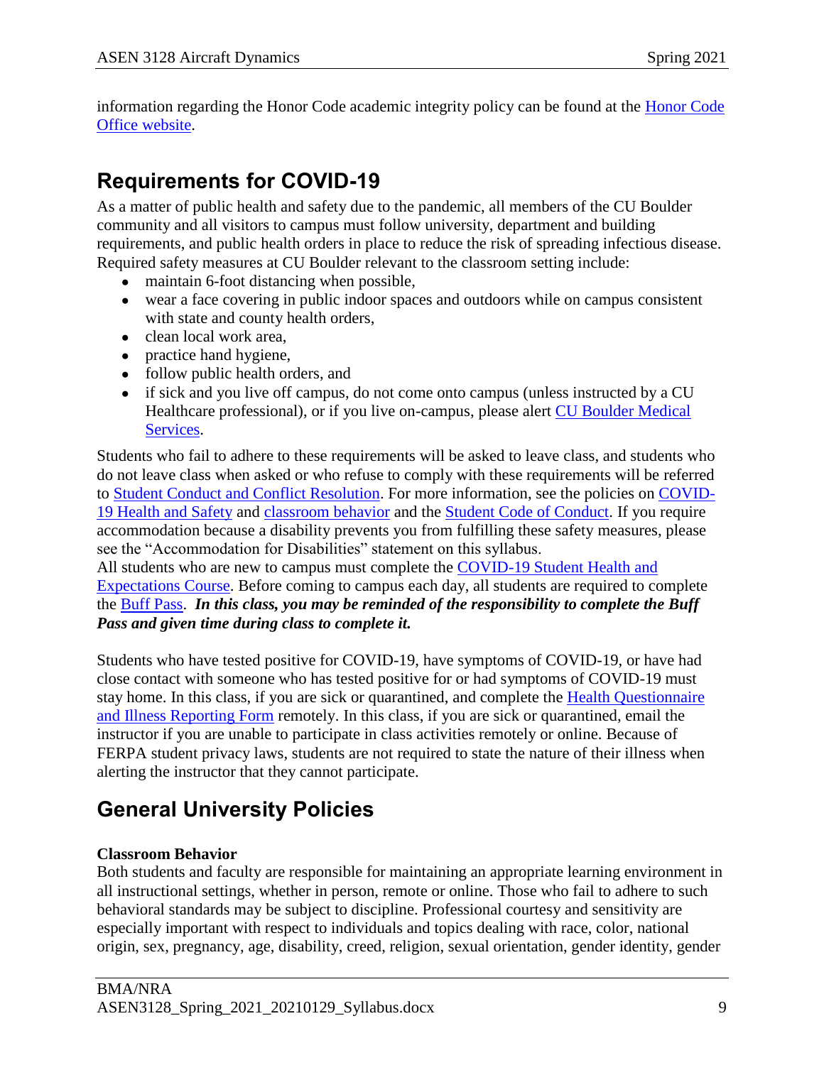information regarding the Honor Code academic integrity policy can be found at the [Honor Code Office website](#).

## Requirements for COVID-19

As a matter of public health and safety due to the pandemic, all members of the CU Boulder community and all visitors to campus must follow university, department and building requirements, and public health orders in place to reduce the risk of spreading infectious disease. Required safety measures at CU Boulder relevant to the classroom setting include:

- maintain 6-foot distancing when possible,
- wear a face covering in public indoor spaces and outdoors while on campus consistent with state and county health orders,
- clean local work area,
- practice hand hygiene,
- follow public health orders, and
- if sick and you live off campus, do not come onto campus (unless instructed by a CU Healthcare professional), or if you live on-campus, please alert [CU Boulder Medical Services](#).

Students who fail to adhere to these requirements will be asked to leave class, and students who do not leave class when asked or who refuse to comply with these requirements will be referred to [Student Conduct and Conflict Resolution](#). For more information, see the policies on [COVID-19 Health and Safety](#) and [classroom behavior](#) and the [Student Code of Conduct](#). If you require accommodation because a disability prevents you from fulfilling these safety measures, please see the "Accommodation for Disabilities" statement on this syllabus.

All students who are new to campus must complete the [COVID-19 Student Health and Expectations Course](#). Before coming to campus each day, all students are required to complete the [Buff Pass](#). ***In this class, you may be reminded of the responsibility to complete the Buff Pass and given time during class to complete it.***

Students who have tested positive for COVID-19, have symptoms of COVID-19, or have had close contact with someone who has tested positive for or had symptoms of COVID-19 must stay home. In this class, if you are sick or quarantined, and complete the [Health Questionnaire and Illness Reporting Form](#) remotely. In this class, if you are sick or quarantined, email the instructor if you are unable to participate in class activities remotely or online. Because of FERPA student privacy laws, students are not required to state the nature of their illness when alerting the instructor that they cannot participate.

## General University Policies

**Classroom Behavior**

Both students and faculty are responsible for maintaining an appropriate learning environment in all instructional settings, whether in person, remote or online. Those who fail to adhere to such behavioral standards may be subject to discipline. Professional courtesy and sensitivity are especially important with respect to individuals and topics dealing with race, color, national origin, sex, pregnancy, age, disability, creed, religion, sexual orientation, gender identity, gender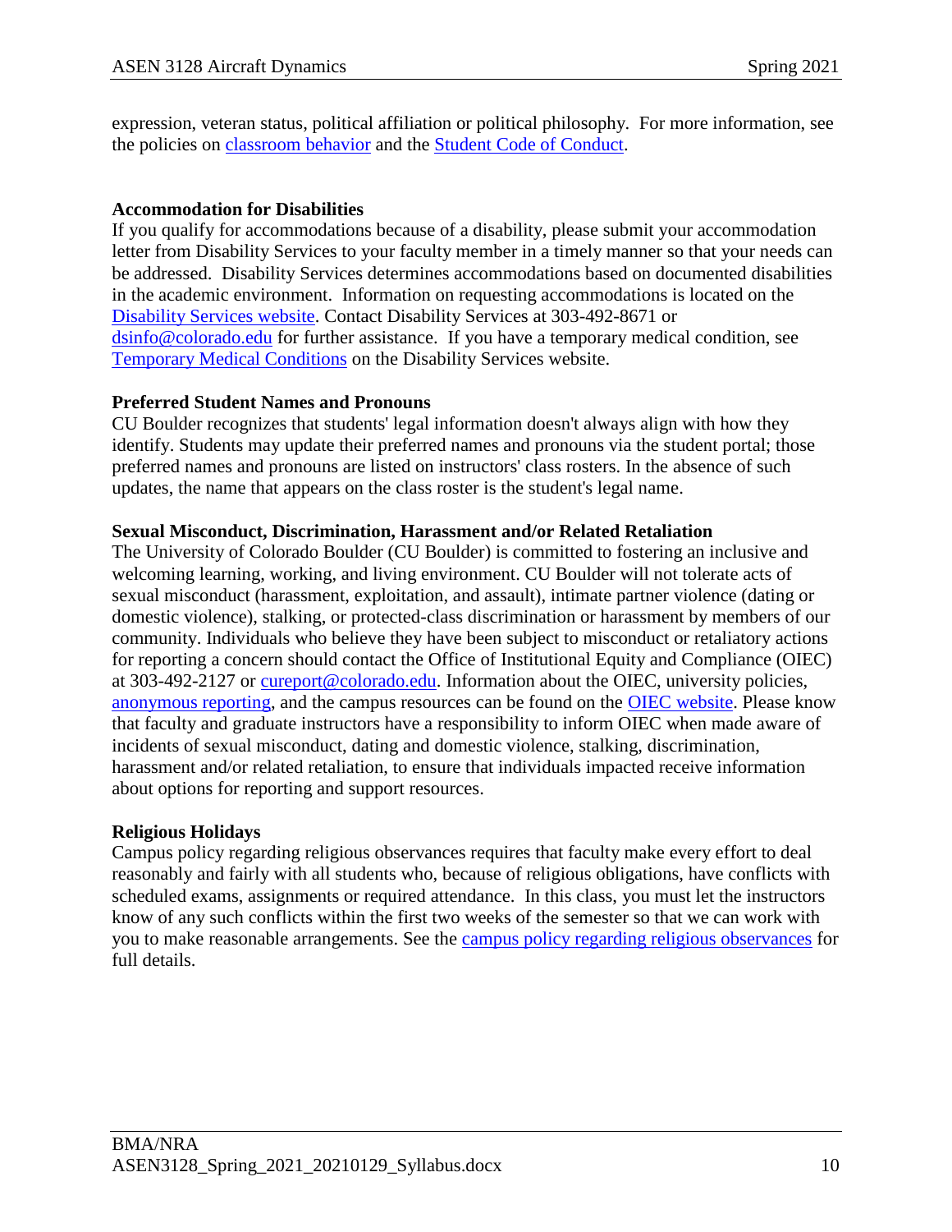expression, veteran status, political affiliation or political philosophy. For more information, see the policies on classroom behavior and the Student Code of Conduct.

**Accommodation for Disabilities**

If you qualify for accommodations because of a disability, please submit your accommodation letter from Disability Services to your faculty member in a timely manner so that your needs can be addressed. Disability Services determines accommodations based on documented disabilities in the academic environment. Information on requesting accommodations is located on the Disability Services website. Contact Disability Services at 303-492-8671 or dsinfo@colorado.edu for further assistance. If you have a temporary medical condition, see Temporary Medical Conditions on the Disability Services website.

**Preferred Student Names and Pronouns**

CU Boulder recognizes that students' legal information doesn't always align with how they identify. Students may update their preferred names and pronouns via the student portal; those preferred names and pronouns are listed on instructors' class rosters. In the absence of such updates, the name that appears on the class roster is the student's legal name.

**Sexual Misconduct, Discrimination, Harassment and/or Related Retaliation**

The University of Colorado Boulder (CU Boulder) is committed to fostering an inclusive and welcoming learning, working, and living environment. CU Boulder will not tolerate acts of sexual misconduct (harassment, exploitation, and assault), intimate partner violence (dating or domestic violence), stalking, or protected-class discrimination or harassment by members of our community. Individuals who believe they have been subject to misconduct or retaliatory actions for reporting a concern should contact the Office of Institutional Equity and Compliance (OIEC) at 303-492-2127 or cureport@colorado.edu. Information about the OIEC, university policies, anonymous reporting, and the campus resources can be found on the OIEC website. Please know that faculty and graduate instructors have a responsibility to inform OIEC when made aware of incidents of sexual misconduct, dating and domestic violence, stalking, discrimination, harassment and/or related retaliation, to ensure that individuals impacted receive information about options for reporting and support resources.

**Religious Holidays**

Campus policy regarding religious observances requires that faculty make every effort to deal reasonably and fairly with all students who, because of religious obligations, have conflicts with scheduled exams, assignments or required attendance. In this class, you must let the instructors know of any such conflicts within the first two weeks of the semester so that we can work with you to make reasonable arrangements. See the campus policy regarding religious observances for full details.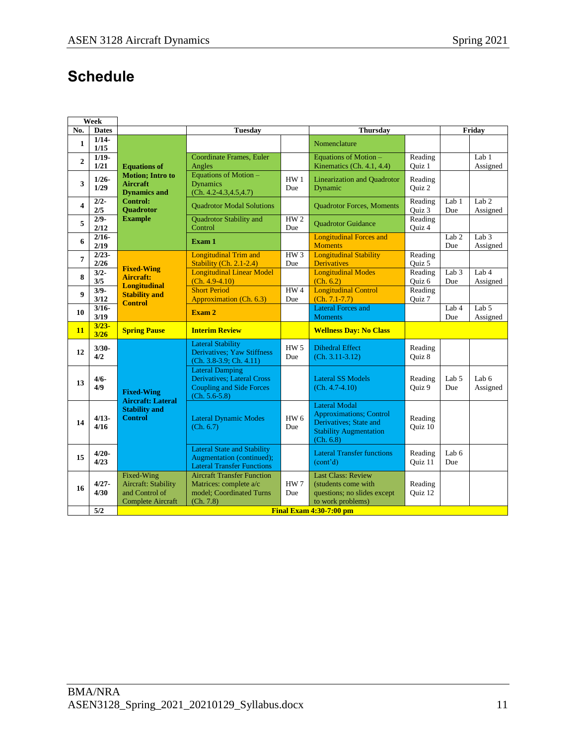## Schedule

| Week | | | Tuesday | | Thursday | | Friday | |
|---|---|---|---|---|---|---|---|---|
| No. | Dates | | | | | | | |
| 1 | 1/14-1/15 | Equations of Motion; Intro to Aircraft Dynamics and Control: Quadrotor Example | | | Nomenclature | | | |
| 2 | 1/19-1/21 | | Coordinate Frames, Euler Angles | | Equations of Motion – Kinematics (Ch. 4.1, 4.4) | Reading Quiz 1 | | Lab 1 Assigned |
| 3 | 1/26-1/29 | | Equations of Motion – Dynamics (Ch. 4.2-4.3,4.5,4.7) | HW 1 Due | Linearization and Quadrotor Dynamic | Reading Quiz 2 | | |
| 4 | 2/2-2/5 | | Quadrotor Modal Solutions | | Quadrotor Forces, Moments | Reading Quiz 3 | Lab 1 Due | Lab 2 Assigned |
| 5 | 2/9-2/12 | | Quadrotor Stability and Control | HW 2 Due | Quadrotor Guidance | Reading Quiz 4 | | |
| 6 | 2/16-2/19 | | **Exam 1** | | Longitudinal Forces and Moments | | Lab 2 Due | Lab 3 Assigned |
| 7 | 2/23-2/26 | Fixed-Wing Aircraft: Longitudinal Stability and Control | Longitudinal Trim and Stability (Ch. 2.1-2.4) | HW 3 Due | Longitudinal Stability Derivatives | Reading Quiz 5 | | |
| 8 | 3/2-3/5 | | Longitudinal Linear Model (Ch. 4.9-4.10) | | Longitudinal Modes (Ch. 6.2) | Reading Quiz 6 | Lab 3 Due | Lab 4 Assigned |
| 9 | 3/9-3/12 | | Short Period Approximation (Ch. 6.3) | HW 4 Due | Longitudinal Control (Ch. 7.1-7.7) | Reading Quiz 7 | | |
| 10 | 3/16-3/19 | | **Exam 2** | | Lateral Forces and Moments | | Lab 4 Due | Lab 5 Assigned |
| **11** | **3/23-3/26** | **Spring Pause** | **Interim Review** | | **Wellness Day: No Class** | | | |
| 12 | 3/30-4/2 | Fixed-Wing Aircraft: Lateral Stability and Control | Lateral Stability Derivatives; Yaw Stiffness (Ch. 3.8-3.9; Ch. 4.11) | HW 5 Due | Dihedral Effect (Ch. 3.11-3.12) | Reading Quiz 8 | | |
| 13 | 4/6-4/9 | | Lateral Damping Derivatives; Lateral Cross Coupling and Side Forces (Ch. 5.6-5.8) | | Lateral SS Models (Ch. 4.7-4.10) | Reading Quiz 9 | Lab 5 Due | Lab 6 Assigned |
| 14 | 4/13-4/16 | | Lateral Dynamic Modes (Ch. 6.7) | HW 6 Due | Lateral Modal Approximations; Control Derivatives; State and Stability Augmentation (Ch. 6.8) | Reading Quiz 10 | | |
| 15 | 4/20-4/23 | | Lateral State and Stability Augmentation (continued); Lateral Transfer Functions | | Lateral Transfer functions (cont'd) | Reading Quiz 11 | Lab 6 Due | |
| 16 | 4/27-4/30 | Fixed-Wing Aircraft: Stability and Control of Complete Aircraft | Aircraft Transfer Function Matrices: complete a/c model; Coordinated Turns (Ch. 7.8) | HW 7 Due | Last Class: Review (students come with questions; no slides except to work problems) | Reading Quiz 12 | | |
| | 5/2 | **Final Exam 4:30-7:00 pm** | | | | | | |